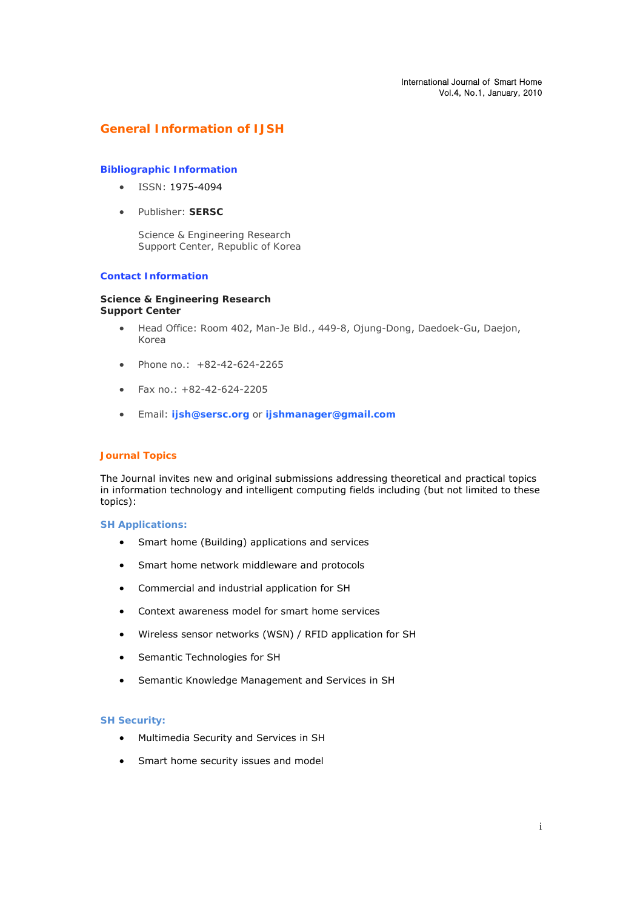# General Information of IJSH

## Bibliographic Information

- ISSN: 1975-4094
- Publisher: **SERSC**

  Science & Engineering Research
  Support Center, Republic of Korea

## Contact Information

**Science & Engineering Research Support Center**

- Head Office: Room 402, Man-Je Bld., 449-8, Ojung-Dong, Daedoek-Gu, Daejon, Korea
- Phone no.: +82-42-624-2265
- Fax no.: +82-42-624-2205
- Email: **ijsh@sersc.org** or **ijshmanager@gmail.com**

## Journal Topics

The Journal invites new and original submissions addressing theoretical and practical topics in information technology and intelligent computing fields including (but not limited to these topics):

### SH Applications:

- Smart home (Building) applications and services
- Smart home network middleware and protocols
- Commercial and industrial application for SH
- Context awareness model for smart home services
- Wireless sensor networks (WSN) / RFID application for SH
- Semantic Technologies for SH
- Semantic Knowledge Management and Services in SH

### SH Security:

- Multimedia Security and Services in SH
- Smart home security issues and model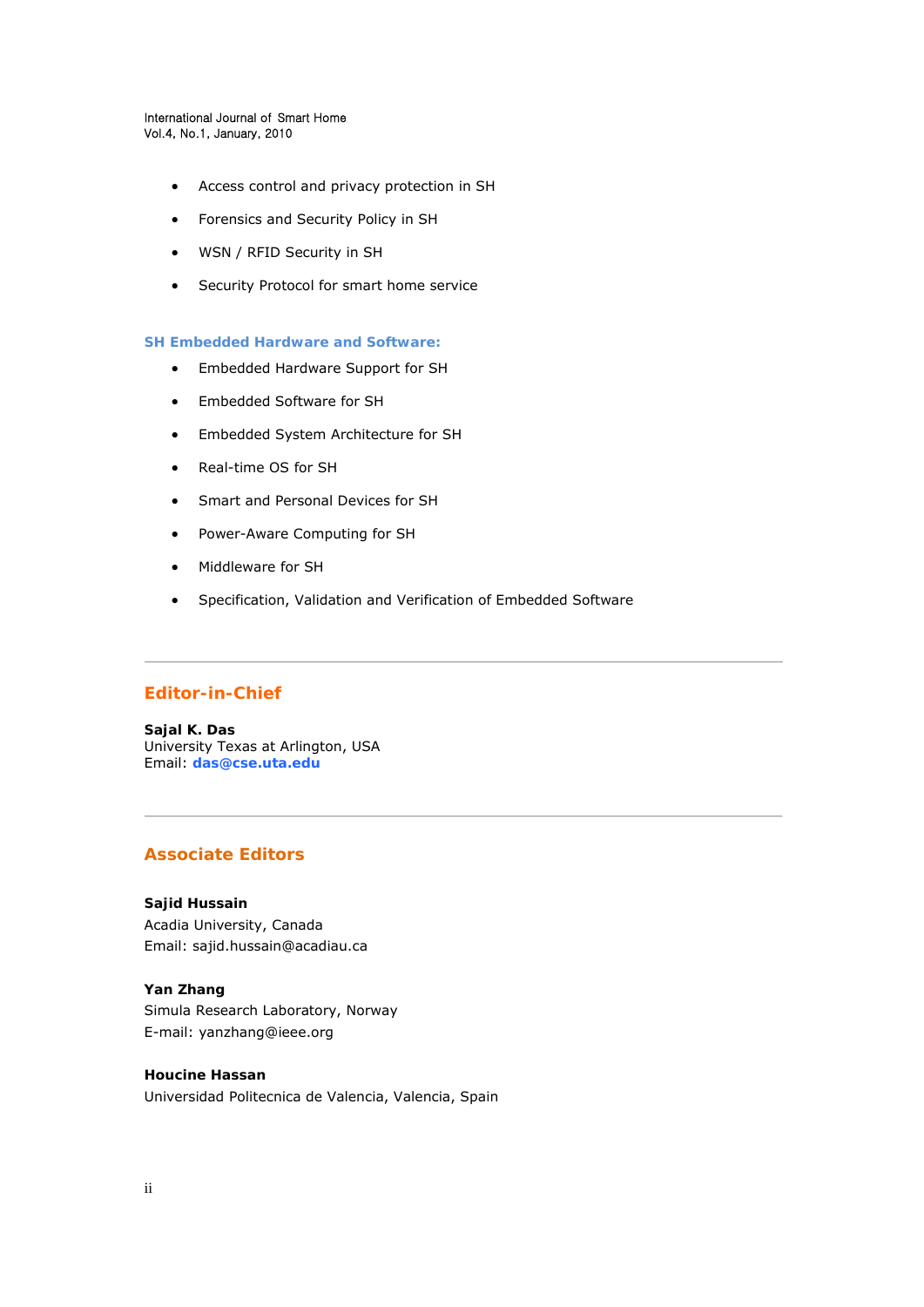- Access control and privacy protection in SH
- Forensics and Security Policy in SH
- WSN / RFID Security in SH
- Security Protocol for smart home service

### SH Embedded Hardware and Software:

- Embedded Hardware Support for SH
- Embedded Software for SH
- Embedded System Architecture for SH
- Real-time OS for SH
- Smart and Personal Devices for SH
- Power-Aware Computing for SH
- Middleware for SH
- Specification, Validation and Verification of Embedded Software

---

## Editor-in-Chief

**Sajal K. Das**
University Texas at Arlington, USA
Email: **das@cse.uta.edu**

---

## Associate Editors

**Sajid Hussain**
Acadia University, Canada
Email: sajid.hussain@acadiau.ca

**Yan Zhang**
Simula Research Laboratory, Norway
E-mail: yanzhang@ieee.org

**Houcine Hassan**
Universidad Politecnica de Valencia, Valencia, Spain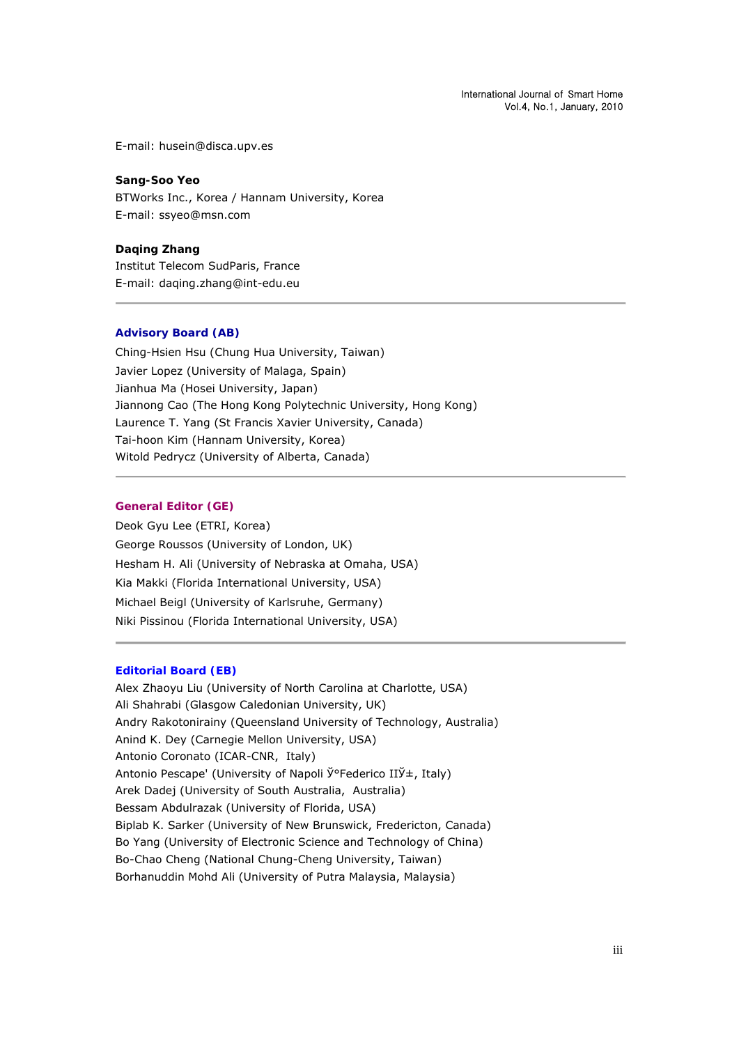E-mail: husein@disca.upv.es

**Sang-Soo Yeo**
BTWorks Inc., Korea / Hannam University, Korea
E-mail: ssyeo@msn.com

**Daqing Zhang**
Institut Telecom SudParis, France
E-mail: daqing.zhang@int-edu.eu

---

## Advisory Board (AB)

Ching-Hsien Hsu (Chung Hua University, Taiwan)
Javier Lopez (University of Malaga, Spain)
Jianhua Ma (Hosei University, Japan)
Jiannong Cao (The Hong Kong Polytechnic University, Hong Kong)
Laurence T. Yang (St Francis Xavier University, Canada)
Tai-hoon Kim (Hannam University, Korea)
Witold Pedrycz (University of Alberta, Canada)

---

## General Editor (GE)

Deok Gyu Lee (ETRI, Korea)
George Roussos (University of London, UK)
Hesham H. Ali (University of Nebraska at Omaha, USA)
Kia Makki (Florida International University, USA)
Michael Beigl (University of Karlsruhe, Germany)
Niki Pissinou (Florida International University, USA)

---

## Editorial Board (EB)

Alex Zhaoyu Liu (University of North Carolina at Charlotte, USA)
Ali Shahrabi (Glasgow Caledonian University, UK)
Andry Rakotonirainy (Queensland University of Technology, Australia)
Anind K. Dey (Carnegie Mellon University, USA)
Antonio Coronato (ICAR-CNR, Italy)
Antonio Pescape' (University of Napoli Ў°Federico IIЎ±, Italy)
Arek Dadej (University of South Australia, Australia)
Bessam Abdulrazak (University of Florida, USA)
Biplab K. Sarker (University of New Brunswick, Fredericton, Canada)
Bo Yang (University of Electronic Science and Technology of China)
Bo-Chao Cheng (National Chung-Cheng University, Taiwan)
Borhanuddin Mohd Ali (University of Putra Malaysia, Malaysia)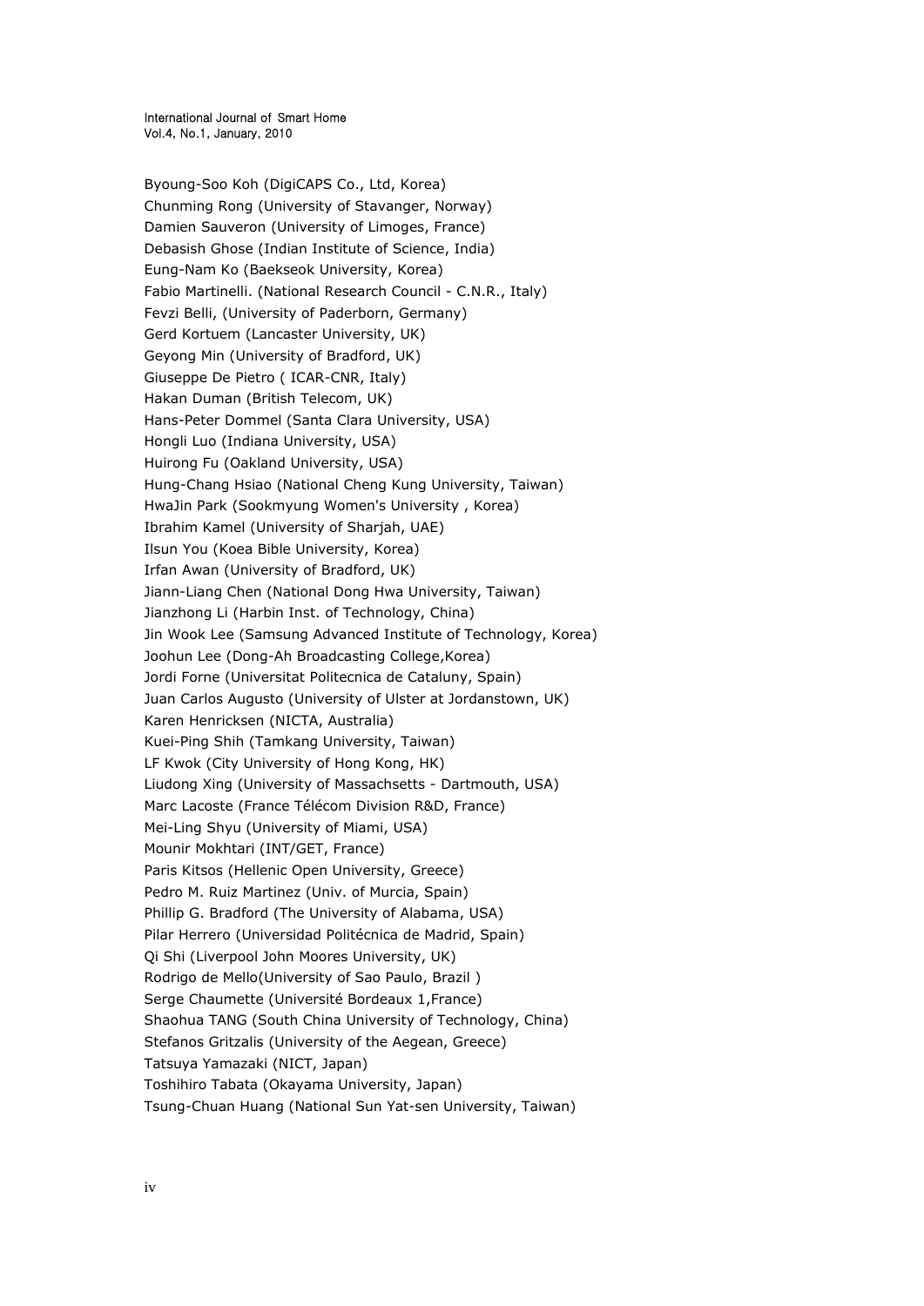Byoung-Soo Koh (DigiCAPS Co., Ltd, Korea)
Chunming Rong (University of Stavanger, Norway)
Damien Sauveron (University of Limoges, France)
Debasish Ghose (Indian Institute of Science, India)
Eung-Nam Ko (Baekseok University, Korea)
Fabio Martinelli. (National Research Council - C.N.R., Italy)
Fevzi Belli, (University of Paderborn, Germany)
Gerd Kortuem (Lancaster University, UK)
Geyong Min (University of Bradford, UK)
Giuseppe De Pietro ( ICAR-CNR, Italy)
Hakan Duman (British Telecom, UK)
Hans-Peter Dommel (Santa Clara University, USA)
Hongli Luo (Indiana University, USA)
Huirong Fu (Oakland University, USA)
Hung-Chang Hsiao (National Cheng Kung University, Taiwan)
HwaJin Park (Sookmyung Women's University , Korea)
Ibrahim Kamel (University of Sharjah, UAE)
Ilsun You (Koea Bible University, Korea)
Irfan Awan (University of Bradford, UK)
Jiann-Liang Chen (National Dong Hwa University, Taiwan)
Jianzhong Li (Harbin Inst. of Technology, China)
Jin Wook Lee (Samsung Advanced Institute of Technology, Korea)
Joohun Lee (Dong-Ah Broadcasting College,Korea)
Jordi Forne (Universitat Politecnica de Cataluny, Spain)
Juan Carlos Augusto (University of Ulster at Jordanstown, UK)
Karen Henricksen (NICTA, Australia)
Kuei-Ping Shih (Tamkang University, Taiwan)
LF Kwok (City University of Hong Kong, HK)
Liudong Xing (University of Massachsetts - Dartmouth, USA)
Marc Lacoste (France Télécom Division R&D, France)
Mei-Ling Shyu (University of Miami, USA)
Mounir Mokhtari (INT/GET, France)
Paris Kitsos (Hellenic Open University, Greece)
Pedro M. Ruiz Martinez (Univ. of Murcia, Spain)
Phillip G. Bradford (The University of Alabama, USA)
Pilar Herrero (Universidad Politécnica de Madrid, Spain)
Qi Shi (Liverpool John Moores University, UK)
Rodrigo de Mello(University of Sao Paulo, Brazil )
Serge Chaumette (Université Bordeaux 1,France)
Shaohua TANG (South China University of Technology, China)
Stefanos Gritzalis (University of the Aegean, Greece)
Tatsuya Yamazaki (NICT, Japan)
Toshihiro Tabata (Okayama University, Japan)
Tsung-Chuan Huang (National Sun Yat-sen University, Taiwan)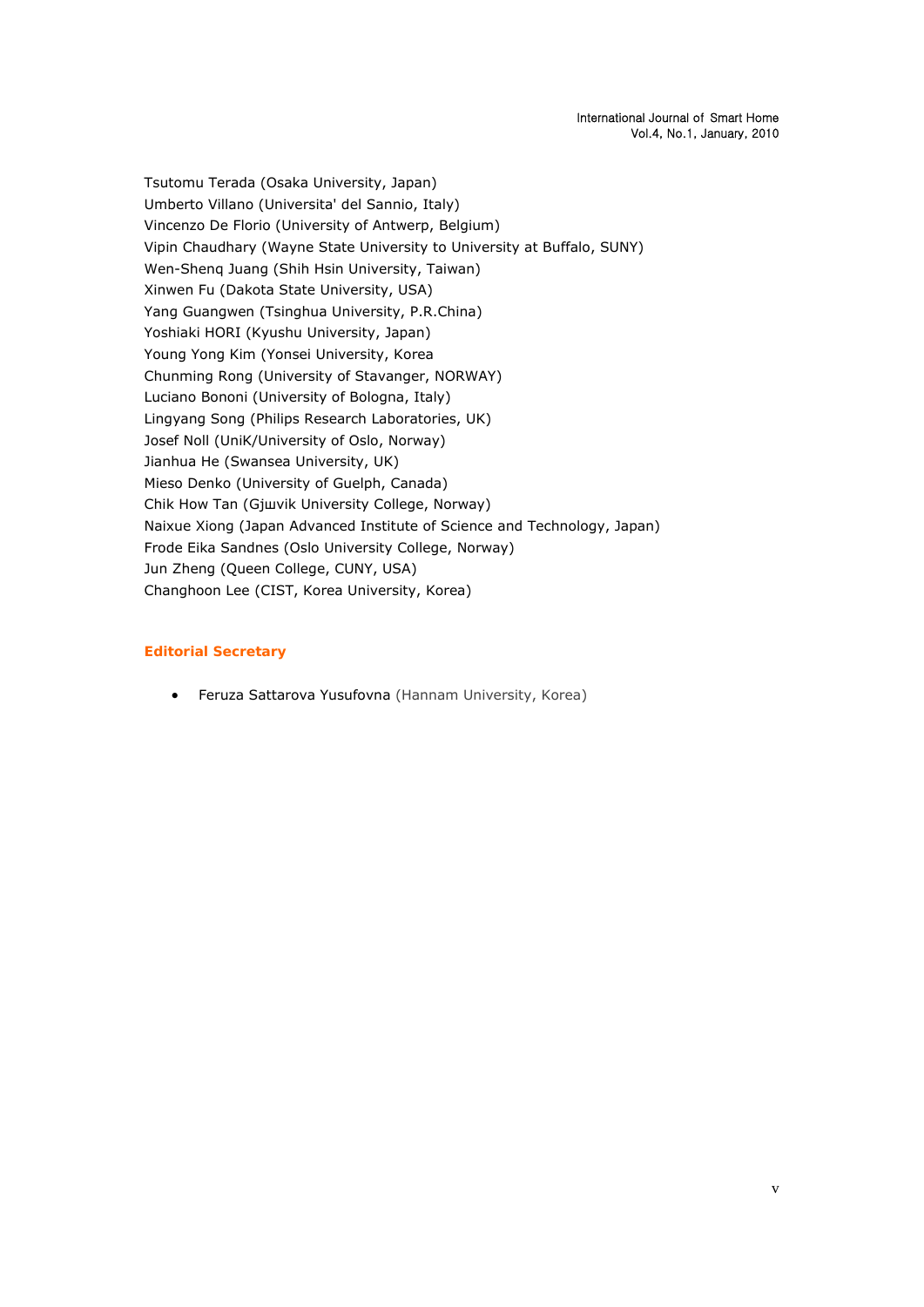Tsutomu Terada (Osaka University, Japan)
Umberto Villano (Universita' del Sannio, Italy)
Vincenzo De Florio (University of Antwerp, Belgium)
Vipin Chaudhary (Wayne State University to University at Buffalo, SUNY)
Wen-Shenq Juang (Shih Hsin University, Taiwan)
Xinwen Fu (Dakota State University, USA)
Yang Guangwen (Tsinghua University, P.R.China)
Yoshiaki HORI (Kyushu University, Japan)
Young Yong Kim (Yonsei University, Korea
Chunming Rong (University of Stavanger, NORWAY)
Luciano Bononi (University of Bologna, Italy)
Lingyang Song (Philips Research Laboratories, UK)
Josef Noll (UniK/University of Oslo, Norway)
Jianhua He (Swansea University, UK)
Mieso Denko (University of Guelph, Canada)
Chik How Tan (Gjшvik University College, Norway)
Naixue Xiong (Japan Advanced Institute of Science and Technology, Japan)
Frode Eika Sandnes (Oslo University College, Norway)
Jun Zheng (Queen College, CUNY, USA)
Changhoon Lee (CIST, Korea University, Korea)

**Editorial Secretary**

- Feruza Sattarova Yusufovna (Hannam University, Korea)